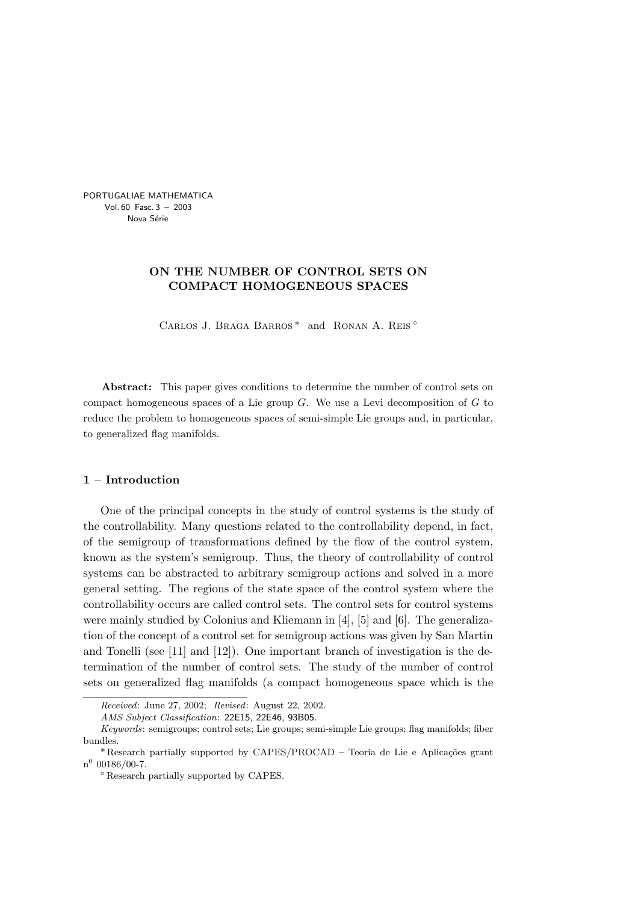PORTUGALIAE MATHEMATICA
Vol. 60 Fasc. 3 – 2003
Nova Série

# ON THE NUMBER OF CONTROL SETS ON COMPACT HOMOGENEOUS SPACES

Carlos J. Braga Barros * and Ronan A. Reis °

**Abstract:** This paper gives conditions to determine the number of control sets on compact homogeneous spaces of a Lie group $G$. We use a Levi decomposition of $G$ to reduce the problem to homogeneous spaces of semi-simple Lie groups and, in particular, to generalized flag manifolds.

## 1 – Introduction

One of the principal concepts in the study of control systems is the study of the controllability. Many questions related to the controllability depend, in fact, of the semigroup of transformations defined by the flow of the control system, known as the system's semigroup. Thus, the theory of controllability of control systems can be abstracted to arbitrary semigroup actions and solved in a more general setting. The regions of the state space of the control system where the controllability occurs are called control sets. The control sets for control systems were mainly studied by Colonius and Kliemann in [4], [5] and [6]. The generalization of the concept of a control set for semigroup actions was given by San Martin and Tonelli (see [11] and [12]). One important branch of investigation is the determination of the number of control sets. The study of the number of control sets on generalized flag manifolds (a compact homogeneous space which is the

---

*Received*: June 27, 2002; *Revised*: August 22, 2002.

*AMS Subject Classification*: 22E15, 22E46, 93B05.

*Keywords*: semigroups; control sets; Lie groups; semi-simple Lie groups; flag manifolds; fiber bundles.

* Research partially supported by CAPES/PROCAD – Teoria de Lie e Aplicações grant n$^0$ 00186/00-7.

° Research partially supported by CAPES.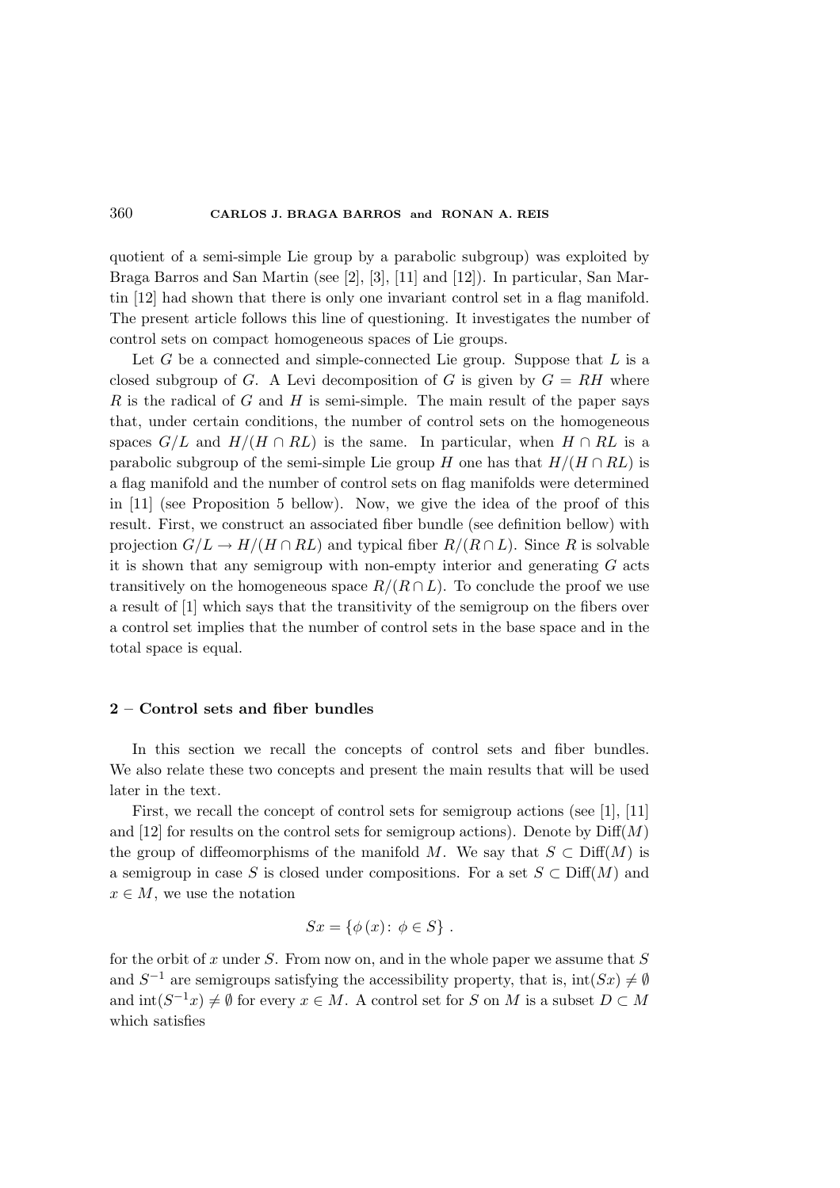quotient of a semi-simple Lie group by a parabolic subgroup) was exploited by Braga Barros and San Martin (see [2], [3], [11] and [12]). In particular, San Martin [12] had shown that there is only one invariant control set in a flag manifold. The present article follows this line of questioning. It investigates the number of control sets on compact homogeneous spaces of Lie groups.

Let $G$ be a connected and simple-connected Lie group. Suppose that $L$ is a closed subgroup of $G$. A Levi decomposition of $G$ is given by $G = RH$ where $R$ is the radical of $G$ and $H$ is semi-simple. The main result of the paper says that, under certain conditions, the number of control sets on the homogeneous spaces $G/L$ and $H/(H \cap RL)$ is the same. In particular, when $H \cap RL$ is a parabolic subgroup of the semi-simple Lie group $H$ one has that $H/(H \cap RL)$ is a flag manifold and the number of control sets on flag manifolds were determined in [11] (see Proposition 5 bellow). Now, we give the idea of the proof of this result. First, we construct an associated fiber bundle (see definition bellow) with projection $G/L \to H/(H \cap RL)$ and typical fiber $R/(R \cap L)$. Since $R$ is solvable it is shown that any semigroup with non-empty interior and generating $G$ acts transitively on the homogeneous space $R/(R \cap L)$. To conclude the proof we use a result of [1] which says that the transitivity of the semigroup on the fibers over a control set implies that the number of control sets in the base space and in the total space is equal.

## 2 – Control sets and fiber bundles

In this section we recall the concepts of control sets and fiber bundles. We also relate these two concepts and present the main results that will be used later in the text.

First, we recall the concept of control sets for semigroup actions (see [1], [11] and [12] for results on the control sets for semigroup actions). Denote by $\mathrm{Diff}(M)$ the group of diffeomorphisms of the manifold $M$. We say that $S \subset \mathrm{Diff}(M)$ is a semigroup in case $S$ is closed under compositions. For a set $S \subset \mathrm{Diff}(M)$ and $x \in M$, we use the notation

$$Sx = \{\phi(x) \colon \phi \in S\} \ .$$

for the orbit of $x$ under $S$. From now on, and in the whole paper we assume that $S$ and $S^{-1}$ are semigroups satisfying the accessibility property, that is, $\mathrm{int}(Sx) \neq \emptyset$ and $\mathrm{int}(S^{-1}x) \neq \emptyset$ for every $x \in M$. A control set for $S$ on $M$ is a subset $D \subset M$ which satisfies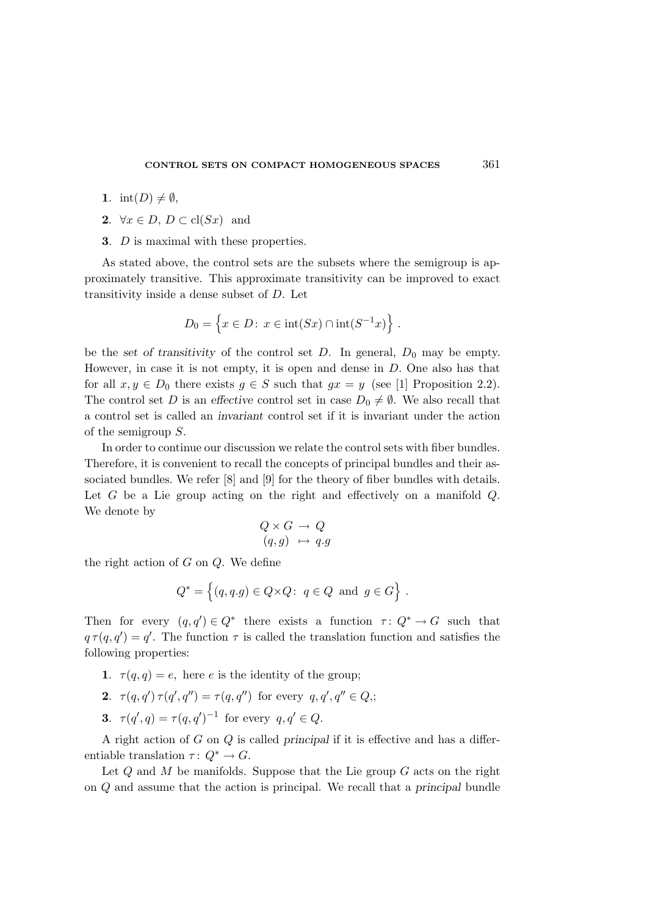**1**. $\mathrm{int}(D) \neq \emptyset$,

**2**. $\forall x \in D$, $D \subset \mathrm{cl}(Sx)$ and

**3**. $D$ is maximal with these properties.

As stated above, the control sets are the subsets where the semigroup is approximately transitive. This approximate transitivity can be improved to exact transitivity inside a dense subset of $D$. Let

$$D_0 = \left\{ x \in D \colon x \in \mathrm{int}(Sx) \cap \mathrm{int}(S^{-1}x) \right\} .$$

be the *set of transitivity* of the control set $D$. In general, $D_0$ may be empty. However, in case it is not empty, it is open and dense in $D$. One also has that for all $x, y \in D_0$ there exists $g \in S$ such that $gx = y$ (see [1] Proposition 2.2). The control set $D$ is an *effective* control set in case $D_0 \neq \emptyset$. We also recall that a control set is called an *invariant* control set if it is invariant under the action of the semigroup $S$.

In order to continue our discussion we relate the control sets with fiber bundles. Therefore, it is convenient to recall the concepts of principal bundles and their associated bundles. We refer [8] and [9] for the theory of fiber bundles with details. Let $G$ be a Lie group acting on the right and effectively on a manifold $Q$. We denote by

$$\begin{array}{rcl} Q \times G & \to & Q \\ (q, g) & \mapsto & q.g \end{array}$$

the right action of $G$ on $Q$. We define

$$Q^* = \left\{ (q, q.g) \in Q \times Q \colon q \in Q \text{ and } g \in G \right\} .$$

Then for every $(q, q') \in Q^*$ there exists a function $\tau \colon Q^* \to G$ such that $q\,\tau(q, q') = q'$. The function $\tau$ is called the translation function and satisfies the following properties:

**1**. $\tau(q, q) = e$, here $e$ is the identity of the group;

**2**. $\tau(q, q')\,\tau(q', q'') = \tau(q, q'')$ for every $q, q', q'' \in Q$,;

**3**. $\tau(q', q) = \tau(q, q')^{-1}$ for every $q, q' \in Q$.

A right action of $G$ on $Q$ is called *principal* if it is effective and has a differentiable translation $\tau \colon Q^* \to G$.

Let $Q$ and $M$ be manifolds. Suppose that the Lie group $G$ acts on the right on $Q$ and assume that the action is principal. We recall that a *principal* bundle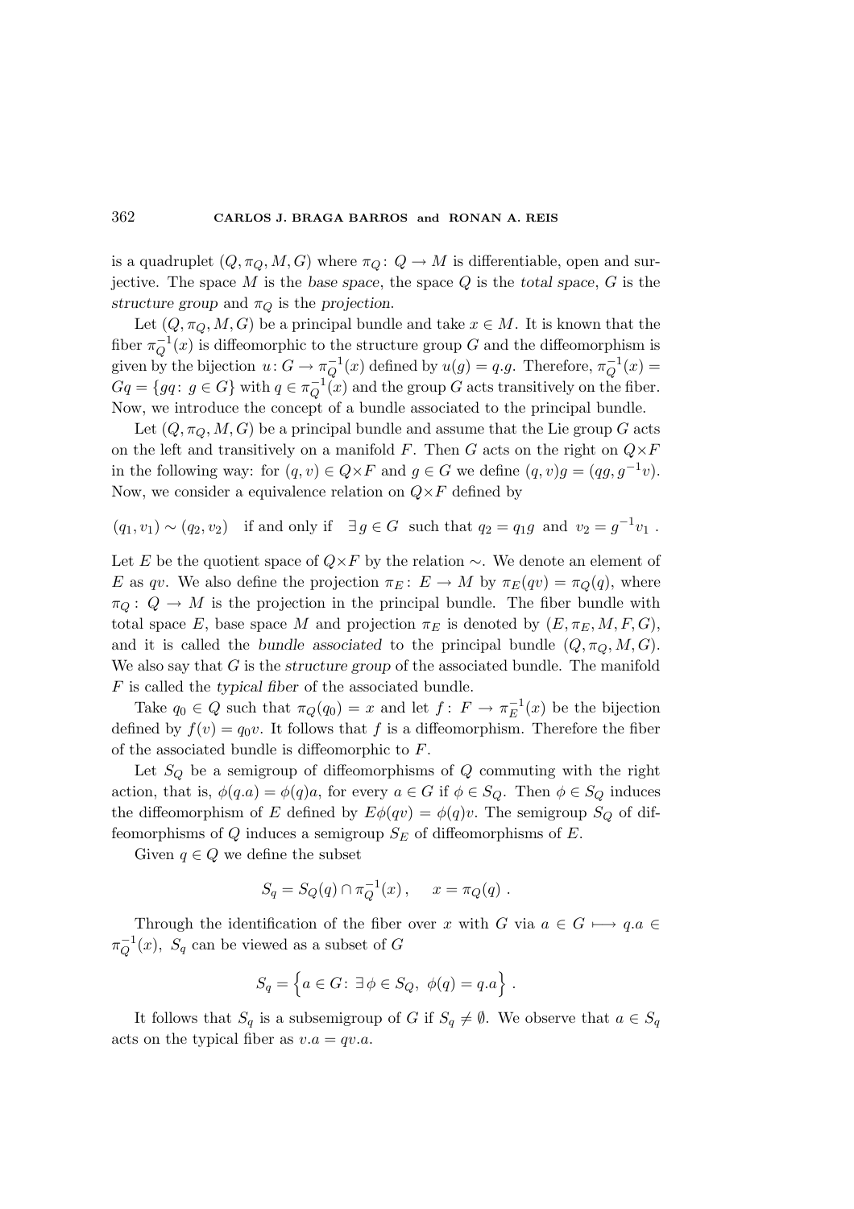is a quadruplet $(Q, \pi_Q, M, G)$ where $\pi_Q \colon Q \to M$ is differentiable, open and surjective. The space $M$ is the *base space*, the space $Q$ is the *total space*, $G$ is the *structure group* and $\pi_Q$ is the *projection*.

Let $(Q, \pi_Q, M, G)$ be a principal bundle and take $x \in M$. It is known that the fiber $\pi_Q^{-1}(x)$ is diffeomorphic to the structure group $G$ and the diffeomorphism is given by the bijection $u \colon G \to \pi_Q^{-1}(x)$ defined by $u(g) = q.g$. Therefore, $\pi_Q^{-1}(x) = Gq = \{gq \colon g \in G\}$ with $q \in \pi_Q^{-1}(x)$ and the group $G$ acts transitively on the fiber. Now, we introduce the concept of a bundle associated to the principal bundle.

Let $(Q, \pi_Q, M, G)$ be a principal bundle and assume that the Lie group $G$ acts on the left and transitively on a manifold $F$. Then $G$ acts on the right on $Q \times F$ in the following way: for $(q, v) \in Q \times F$ and $g \in G$ we define $(q, v)g = (qg, g^{-1}v)$. Now, we consider a equivalence relation on $Q \times F$ defined by

$$(q_1, v_1) \sim (q_2, v_2) \quad \text{if and only if} \quad \exists\, g \in G \;\; \text{such that } q_2 = q_1 g \;\text{ and }\; v_2 = g^{-1} v_1 \;.$$

Let $E$ be the quotient space of $Q \times F$ by the relation $\sim$. We denote an element of $E$ as $qv$. We also define the projection $\pi_E \colon E \to M$ by $\pi_E(qv) = \pi_Q(q)$, where $\pi_Q \colon Q \to M$ is the projection in the principal bundle. The fiber bundle with total space $E$, base space $M$ and projection $\pi_E$ is denoted by $(E, \pi_E, M, F, G)$, and it is called the *bundle associated* to the principal bundle $(Q, \pi_Q, M, G)$. We also say that $G$ is the *structure group* of the associated bundle. The manifold $F$ is called the *typical fiber* of the associated bundle.

Take $q_0 \in Q$ such that $\pi_Q(q_0) = x$ and let $f \colon F \to \pi_E^{-1}(x)$ be the bijection defined by $f(v) = q_0 v$. It follows that $f$ is a diffeomorphism. Therefore the fiber of the associated bundle is diffeomorphic to $F$.

Let $S_Q$ be a semigroup of diffeomorphisms of $Q$ commuting with the right action, that is, $\phi(q.a) = \phi(q)a$, for every $a \in G$ if $\phi \in S_Q$. Then $\phi \in S_Q$ induces the diffeomorphism of $E$ defined by $E\phi(qv) = \phi(q)v$. The semigroup $S_Q$ of diffeomorphisms of $Q$ induces a semigroup $S_E$ of diffeomorphisms of $E$.

Given $q \in Q$ we define the subset

$$S_q = S_Q(q) \cap \pi_Q^{-1}(x) \,, \qquad x = \pi_Q(q) \;.$$

Through the identification of the fiber over $x$ with $G$ via $a \in G \longmapsto q.a \in \pi_Q^{-1}(x)$, $S_q$ can be viewed as a subset of $G$

$$S_q = \Big\{ a \in G \colon \exists\, \phi \in S_Q,\; \phi(q) = q.a \Big\} \;.$$

It follows that $S_q$ is a subsemigroup of $G$ if $S_q \neq \emptyset$. We observe that $a \in S_q$ acts on the typical fiber as $v.a = qv.a$.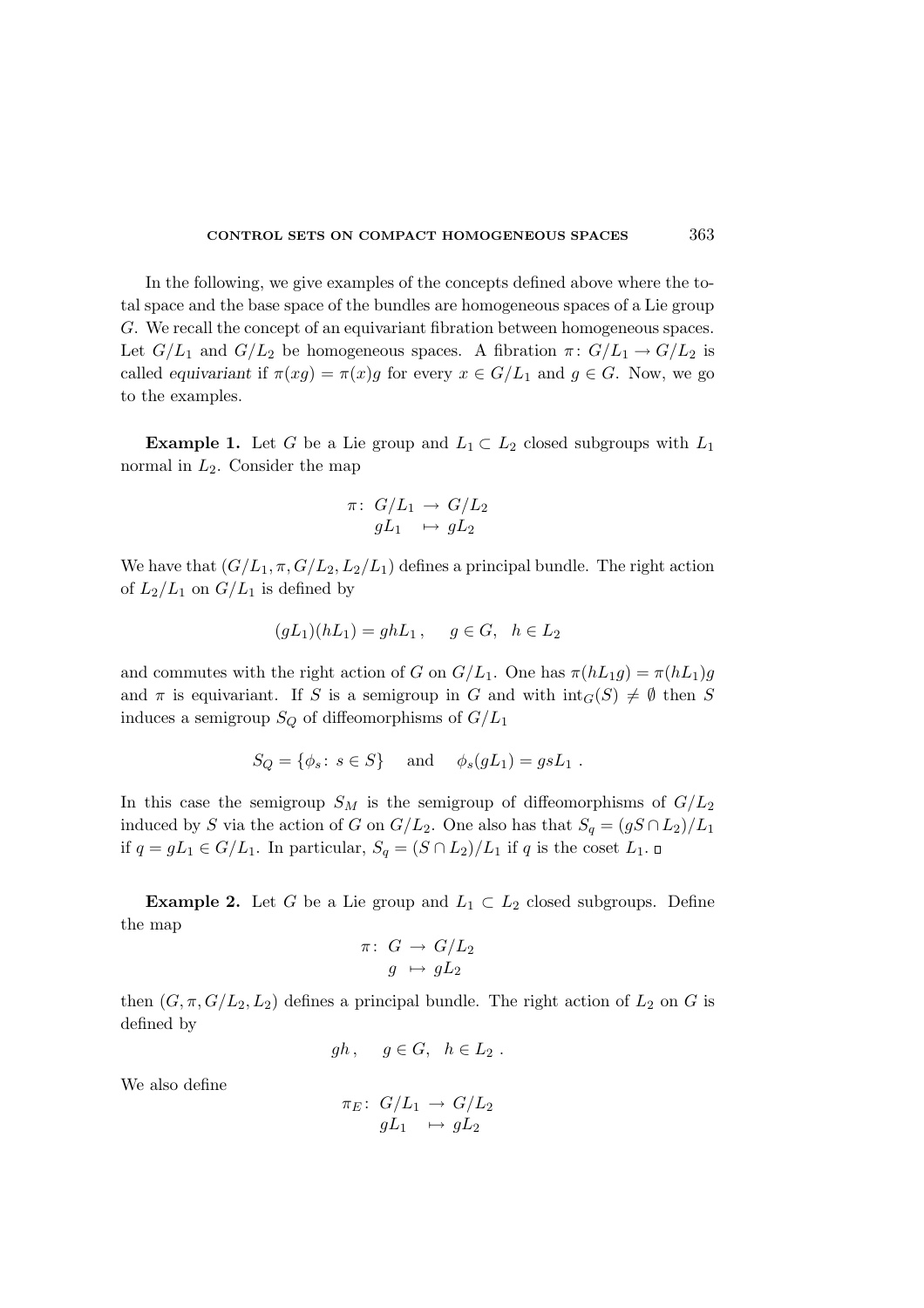In the following, we give examples of the concepts defined above where the total space and the base space of the bundles are homogeneous spaces of a Lie group $G$. We recall the concept of an equivariant fibration between homogeneous spaces. Let $G/L_1$ and $G/L_2$ be homogeneous spaces. A fibration $\pi\colon G/L_1 \to G/L_2$ is called *equivariant* if $\pi(xg) = \pi(x)g$ for every $x \in G/L_1$ and $g \in G$. Now, we go to the examples.

**Example 1.** Let $G$ be a Lie group and $L_1 \subset L_2$ closed subgroups with $L_1$ normal in $L_2$. Consider the map

$$\begin{aligned} \pi\colon\ G/L_1 &\to G/L_2 \\ gL_1 &\mapsto gL_2 \end{aligned}$$

We have that $(G/L_1, \pi, G/L_2, L_2/L_1)$ defines a principal bundle. The right action of $L_2/L_1$ on $G/L_1$ is defined by

$$(gL_1)(hL_1) = ghL_1\,, \qquad g \in G, \quad h \in L_2$$

and commutes with the right action of $G$ on $G/L_1$. One has $\pi(hL_1 g) = \pi(hL_1)g$ and $\pi$ is equivariant. If $S$ is a semigroup in $G$ and with $\operatorname{int}_G(S) \neq \emptyset$ then $S$ induces a semigroup $S_Q$ of diffeomorphisms of $G/L_1$

$$S_Q = \{\phi_s\colon\ s \in S\} \qquad \text{and} \qquad \phi_s(gL_1) = gsL_1\ .$$

In this case the semigroup $S_M$ is the semigroup of diffeomorphisms of $G/L_2$ induced by $S$ via the action of $G$ on $G/L_2$. One also has that $S_q = (gS \cap L_2)/L_1$ if $q = gL_1 \in G/L_1$. In particular, $S_q = (S \cap L_2)/L_1$ if $q$ is the coset $L_1$. □

**Example 2.** Let $G$ be a Lie group and $L_1 \subset L_2$ closed subgroups. Define the map

$$\begin{aligned} \pi\colon\ G &\to G/L_2 \\ g &\mapsto gL_2 \end{aligned}$$

then $(G, \pi, G/L_2, L_2)$ defines a principal bundle. The right action of $L_2$ on $G$ is defined by

$$gh\,, \qquad g \in G, \quad h \in L_2\ .$$

We also define

$$\begin{aligned} \pi_E\colon\ G/L_1 &\to G/L_2 \\ gL_1 &\mapsto gL_2 \end{aligned}$$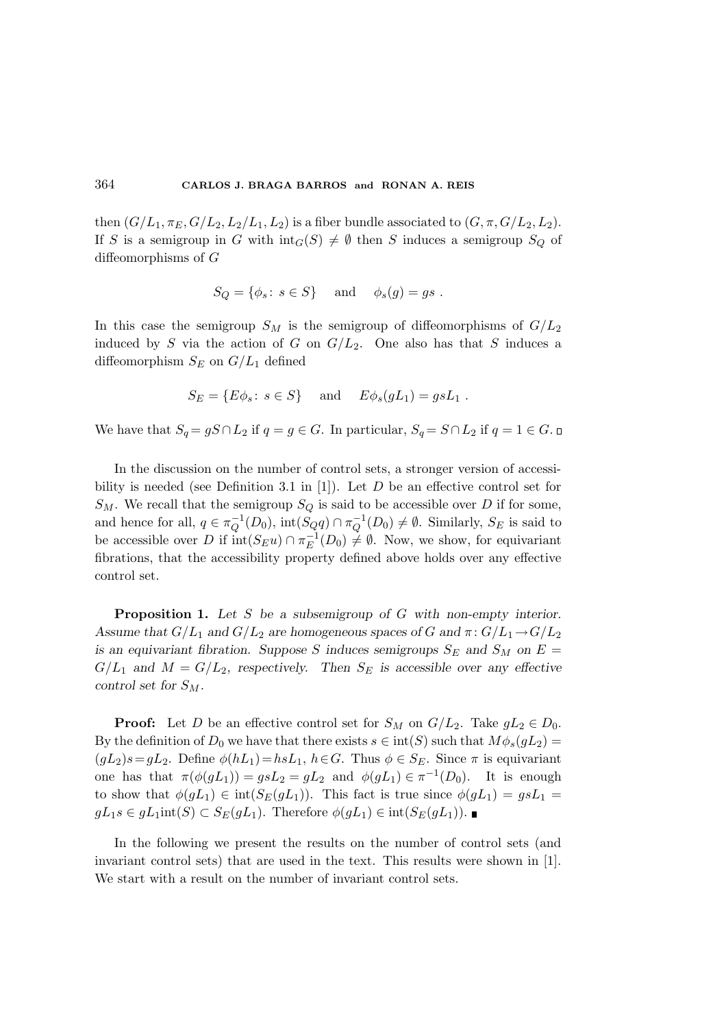then $(G/L_1, \pi_E, G/L_2, L_2/L_1, L_2)$ is a fiber bundle associated to $(G, \pi, G/L_2, L_2)$. If $S$ is a semigroup in $G$ with $\mathrm{int}_G(S) \neq \emptyset$ then $S$ induces a semigroup $S_Q$ of diffeomorphisms of $G$

$$S_Q = \{\phi_s \colon\ s \in S\} \quad \text{and} \quad \phi_s(g) = gs\ .$$

In this case the semigroup $S_M$ is the semigroup of diffeomorphisms of $G/L_2$ induced by $S$ via the action of $G$ on $G/L_2$. One also has that $S$ induces a diffeomorphism $S_E$ on $G/L_1$ defined

$$S_E = \{E\phi_s \colon\ s \in S\} \quad \text{and} \quad E\phi_s(gL_1) = gsL_1\ .$$

We have that $S_q = gS \cap L_2$ if $q = g \in G$. In particular, $S_q = S \cap L_2$ if $q = 1 \in G$. □

In the discussion on the number of control sets, a stronger version of accessibility is needed (see Definition 3.1 in [1]). Let $D$ be an effective control set for $S_M$. We recall that the semigroup $S_Q$ is said to be accessible over $D$ if for some, and hence for all, $q \in \pi_Q^{-1}(D_0)$, $\mathrm{int}(S_Q q) \cap \pi_Q^{-1}(D_0) \neq \emptyset$. Similarly, $S_E$ is said to be accessible over $D$ if $\mathrm{int}(S_E u) \cap \pi_E^{-1}(D_0) \neq \emptyset$. Now, we show, for equivariant fibrations, that the accessibility property defined above holds over any effective control set.

**Proposition 1.** *Let $S$ be a subsemigroup of $G$ with non-empty interior. Assume that $G/L_1$ and $G/L_2$ are homogeneous spaces of $G$ and $\pi \colon G/L_1 \to G/L_2$ is an equivariant fibration. Suppose $S$ induces semigroups $S_E$ and $S_M$ on $E = G/L_1$ and $M = G/L_2$, respectively. Then $S_E$ is accessible over any effective control set for $S_M$.*

**Proof:** Let $D$ be an effective control set for $S_M$ on $G/L_2$. Take $gL_2 \in D_0$. By the definition of $D_0$ we have that there exists $s \in \mathrm{int}(S)$ such that $M\phi_s(gL_2) = (gL_2)s = gL_2$. Define $\phi(hL_1) = hsL_1$, $h \in G$. Thus $\phi \in S_E$. Since $\pi$ is equivariant one has that $\pi(\phi(gL_1)) = gsL_2 = gL_2$ and $\phi(gL_1) \in \pi^{-1}(D_0)$. It is enough to show that $\phi(gL_1) \in \mathrm{int}(S_E(gL_1))$. This fact is true since $\phi(gL_1) = gsL_1 = gL_1 s \in gL_1 \mathrm{int}(S) \subset S_E(gL_1)$. Therefore $\phi(gL_1) \in \mathrm{int}(S_E(gL_1))$. ■

In the following we present the results on the number of control sets (and invariant control sets) that are used in the text. This results were shown in [1]. We start with a result on the number of invariant control sets.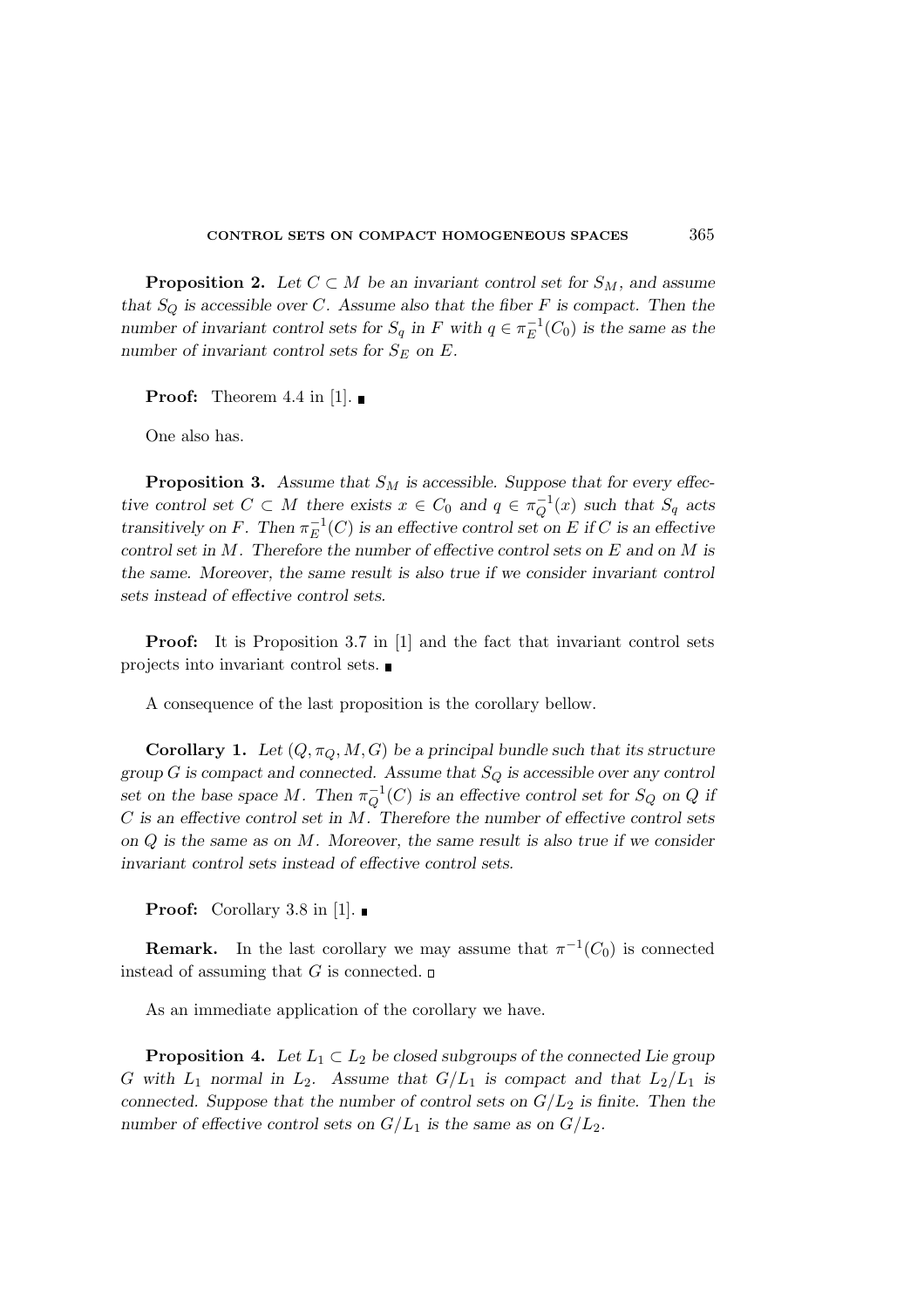**Proposition 2.** *Let $C \subset M$ be an invariant control set for $S_M$, and assume that $S_Q$ is accessible over $C$. Assume also that the fiber $F$ is compact. Then the number of invariant control sets for $S_q$ in $F$ with $q \in \pi_E^{-1}(C_0)$ is the same as the number of invariant control sets for $S_E$ on $E$.*

**Proof:** Theorem 4.4 in [1]. ∎

One also has.

**Proposition 3.** *Assume that $S_M$ is accessible. Suppose that for every effective control set $C \subset M$ there exists $x \in C_0$ and $q \in \pi_Q^{-1}(x)$ such that $S_q$ acts transitively on $F$. Then $\pi_E^{-1}(C)$ is an effective control set on $E$ if $C$ is an effective control set in $M$. Therefore the number of effective control sets on $E$ and on $M$ is the same. Moreover, the same result is also true if we consider invariant control sets instead of effective control sets.*

**Proof:** It is Proposition 3.7 in [1] and the fact that invariant control sets projects into invariant control sets. ∎

A consequence of the last proposition is the corollary bellow.

**Corollary 1.** *Let $(Q, \pi_Q, M, G)$ be a principal bundle such that its structure group $G$ is compact and connected. Assume that $S_Q$ is accessible over any control set on the base space $M$. Then $\pi_Q^{-1}(C)$ is an effective control set for $S_Q$ on $Q$ if $C$ is an effective control set in $M$. Therefore the number of effective control sets on $Q$ is the same as on $M$. Moreover, the same result is also true if we consider invariant control sets instead of effective control sets.*

**Proof:** Corollary 3.8 in [1]. ∎

**Remark.** In the last corollary we may assume that $\pi^{-1}(C_0)$ is connected instead of assuming that $G$ is connected. □

As an immediate application of the corollary we have.

**Proposition 4.** *Let $L_1 \subset L_2$ be closed subgroups of the connected Lie group $G$ with $L_1$ normal in $L_2$. Assume that $G/L_1$ is compact and that $L_2/L_1$ is connected. Suppose that the number of control sets on $G/L_2$ is finite. Then the number of effective control sets on $G/L_1$ is the same as on $G/L_2$.*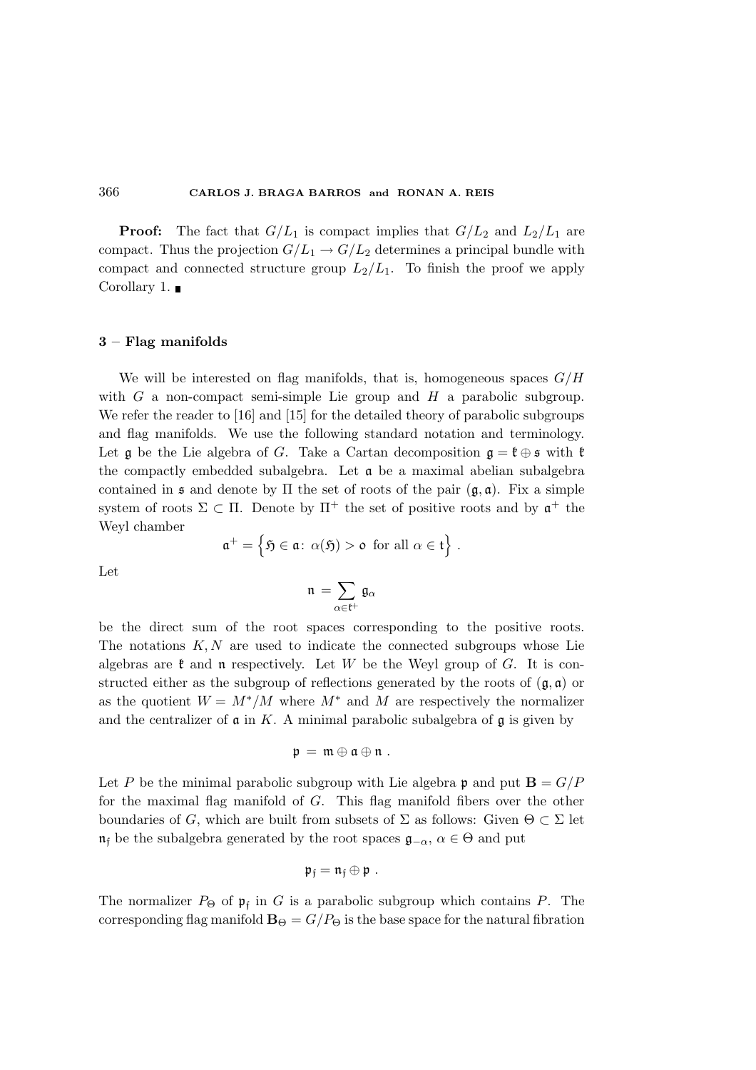**Proof:** The fact that $G/L_1$ is compact implies that $G/L_2$ and $L_2/L_1$ are compact. Thus the projection $G/L_1 \to G/L_2$ determines a principal bundle with compact and connected structure group $L_2/L_1$. To finish the proof we apply Corollary 1. ∎

### 3 – Flag manifolds

We will be interested on flag manifolds, that is, homogeneous spaces $G/H$ with $G$ a non-compact semi-simple Lie group and $H$ a parabolic subgroup. We refer the reader to [16] and [15] for the detailed theory of parabolic subgroups and flag manifolds. We use the following standard notation and terminology. Let $\mathfrak{g}$ be the Lie algebra of $G$. Take a Cartan decomposition $\mathfrak{g} = \mathfrak{k} \oplus \mathfrak{s}$ with $\mathfrak{k}$ the compactly embedded subalgebra. Let $\mathfrak{a}$ be a maximal abelian subalgebra contained in $\mathfrak{s}$ and denote by $\Pi$ the set of roots of the pair $(\mathfrak{g}, \mathfrak{a})$. Fix a simple system of roots $\Sigma \subset \Pi$. Denote by $\Pi^+$ the set of positive roots and by $\mathfrak{a}^+$ the Weyl chamber

$$\mathfrak{a}^+ = \left\{ \mathfrak{H} \in \mathfrak{a} \colon \ \alpha(\mathfrak{H}) > \mathfrak{o} \ \text{ for all } \alpha \in \mathfrak{t} \right\} .$$

Let

$$\mathfrak{n} = \sum_{\alpha \in \mathfrak{t}^+} \mathfrak{g}_\alpha$$

be the direct sum of the root spaces corresponding to the positive roots. The notations $K, N$ are used to indicate the connected subgroups whose Lie algebras are $\mathfrak{k}$ and $\mathfrak{n}$ respectively. Let $W$ be the Weyl group of $G$. It is constructed either as the subgroup of reflections generated by the roots of $(\mathfrak{g}, \mathfrak{a})$ or as the quotient $W = M^*/M$ where $M^*$ and $M$ are respectively the normalizer and the centralizer of $\mathfrak{a}$ in $K$. A minimal parabolic subalgebra of $\mathfrak{g}$ is given by

$$\mathfrak{p} = \mathfrak{m} \oplus \mathfrak{a} \oplus \mathfrak{n} .$$

Let $P$ be the minimal parabolic subgroup with Lie algebra $\mathfrak{p}$ and put $\mathbf{B} = G/P$ for the maximal flag manifold of $G$. This flag manifold fibers over the other boundaries of $G$, which are built from subsets of $\Sigma$ as follows: Given $\Theta \subset \Sigma$ let $\mathfrak{n}_{\mathfrak{f}}$ be the subalgebra generated by the root spaces $\mathfrak{g}_{-\alpha}$, $\alpha \in \Theta$ and put

$$\mathfrak{p}_{\mathfrak{f}} = \mathfrak{n}_{\mathfrak{f}} \oplus \mathfrak{p} .$$

The normalizer $P_\Theta$ of $\mathfrak{p}_{\mathfrak{f}}$ in $G$ is a parabolic subgroup which contains $P$. The corresponding flag manifold $\mathbf{B}_\Theta = G/P_\Theta$ is the base space for the natural fibration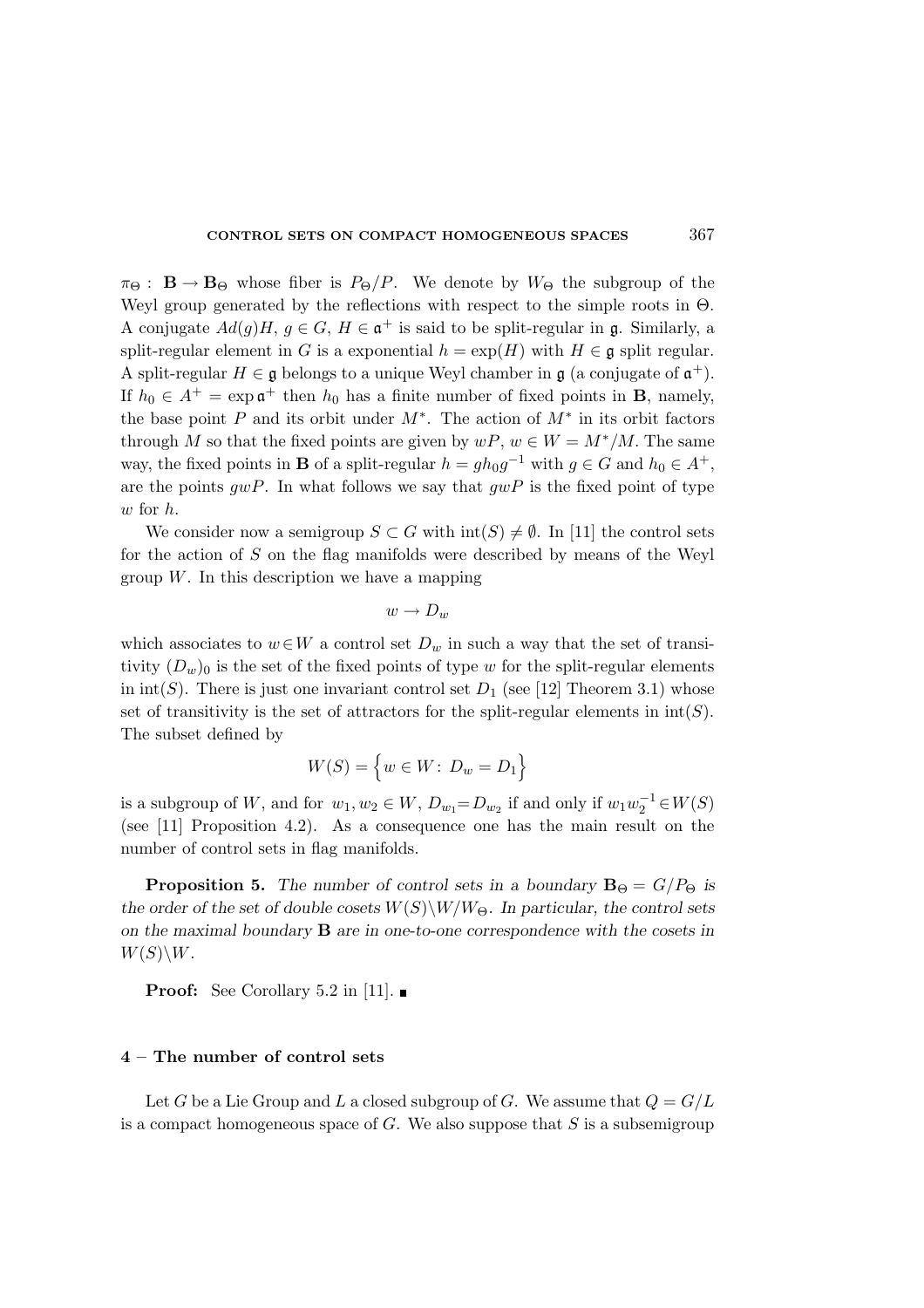$\pi_\Theta : \mathbf{B} \to \mathbf{B}_\Theta$ whose fiber is $P_\Theta/P$. We denote by $W_\Theta$ the subgroup of the Weyl group generated by the reflections with respect to the simple roots in $\Theta$. A conjugate $Ad(g)H$, $g \in G$, $H \in \mathfrak{a}^+$ is said to be split-regular in $\mathfrak{g}$. Similarly, a split-regular element in $G$ is a exponential $h = \exp(H)$ with $H \in \mathfrak{g}$ split regular. A split-regular $H \in \mathfrak{g}$ belongs to a unique Weyl chamber in $\mathfrak{g}$ (a conjugate of $\mathfrak{a}^+$). If $h_0 \in A^+ = \exp \mathfrak{a}^+$ then $h_0$ has a finite number of fixed points in $\mathbf{B}$, namely, the base point $P$ and its orbit under $M^*$. The action of $M^*$ in its orbit factors through $M$ so that the fixed points are given by $wP$, $w \in W = M^*/M$. The same way, the fixed points in $\mathbf{B}$ of a split-regular $h = gh_0g^{-1}$ with $g \in G$ and $h_0 \in A^+$, are the points $gwP$. In what follows we say that $gwP$ is the fixed point of type $w$ for $h$.

We consider now a semigroup $S \subset G$ with $\mathrm{int}(S) \neq \emptyset$. In [11] the control sets for the action of $S$ on the flag manifolds were described by means of the Weyl group $W$. In this description we have a mapping

$$w \to D_w$$

which associates to $w \in W$ a control set $D_w$ in such a way that the set of transitivity $(D_w)_0$ is the set of the fixed points of type $w$ for the split-regular elements in $\mathrm{int}(S)$. There is just one invariant control set $D_1$ (see [12] Theorem 3.1) whose set of transitivity is the set of attractors for the split-regular elements in $\mathrm{int}(S)$. The subset defined by

$$W(S) = \Big\{ w \in W \colon\ D_w = D_1 \Big\}$$

is a subgroup of $W$, and for $w_1, w_2 \in W$, $D_{w_1} = D_{w_2}$ if and only if $w_1 w_2^{-1} \in W(S)$ (see [11] Proposition 4.2). As a consequence one has the main result on the number of control sets in flag manifolds.

**Proposition 5.** *The number of control sets in a boundary $\mathbf{B}_\Theta = G/P_\Theta$ is the order of the set of double cosets $W(S)\backslash W/W_\Theta$. In particular, the control sets on the maximal boundary $\mathbf{B}$ are in one-to-one correspondence with the cosets in $W(S)\backslash W$.*

**Proof:** See Corollary 5.2 in [11]. ∎

## 4 – The number of control sets

Let $G$ be a Lie Group and $L$ a closed subgroup of $G$. We assume that $Q = G/L$ is a compact homogeneous space of $G$. We also suppose that $S$ is a subsemigroup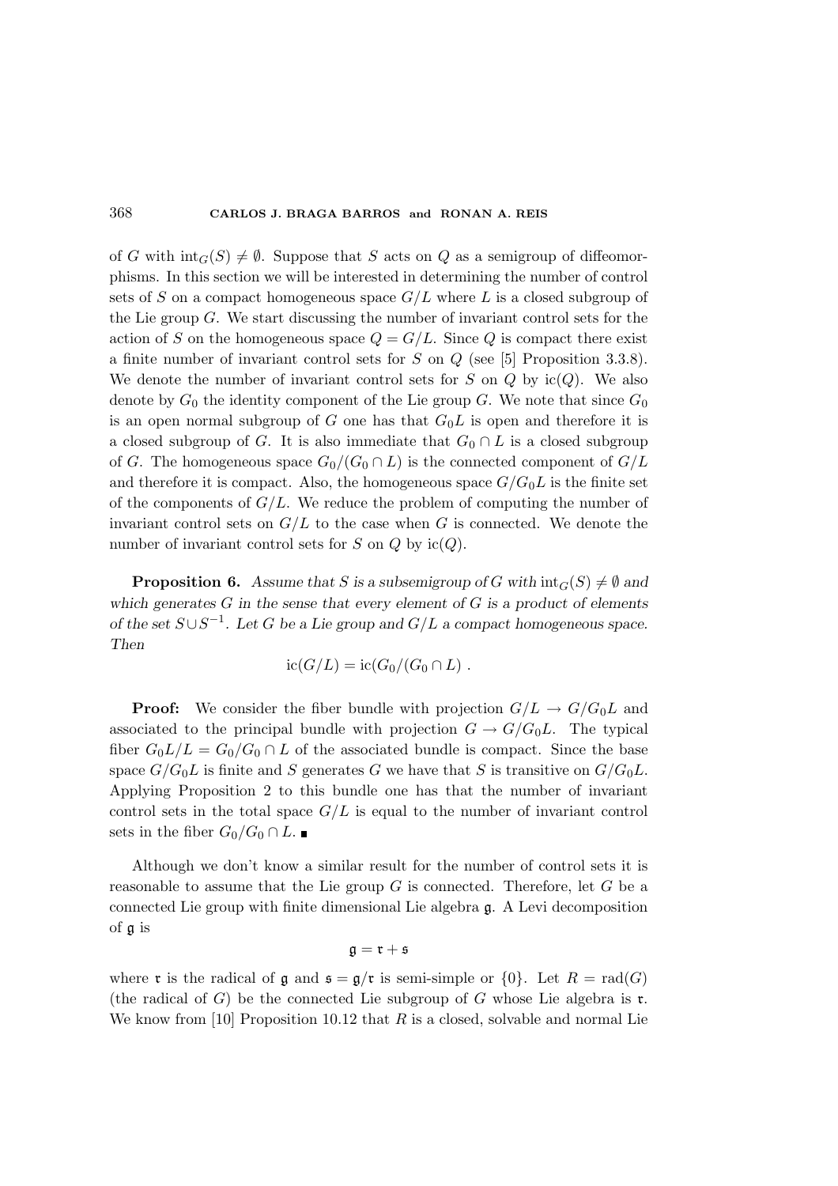of $G$ with $\mathrm{int}_G(S) \neq \emptyset$. Suppose that $S$ acts on $Q$ as a semigroup of diffeomorphisms. In this section we will be interested in determining the number of control sets of $S$ on a compact homogeneous space $G/L$ where $L$ is a closed subgroup of the Lie group $G$. We start discussing the number of invariant control sets for the action of $S$ on the homogeneous space $Q = G/L$. Since $Q$ is compact there exist a finite number of invariant control sets for $S$ on $Q$ (see [5] Proposition 3.3.8). We denote the number of invariant control sets for $S$ on $Q$ by $\mathrm{ic}(Q)$. We also denote by $G_0$ the identity component of the Lie group $G$. We note that since $G_0$ is an open normal subgroup of $G$ one has that $G_0L$ is open and therefore it is a closed subgroup of $G$. It is also immediate that $G_0 \cap L$ is a closed subgroup of $G$. The homogeneous space $G_0/(G_0 \cap L)$ is the connected component of $G/L$ and therefore it is compact. Also, the homogeneous space $G/G_0L$ is the finite set of the components of $G/L$. We reduce the problem of computing the number of invariant control sets on $G/L$ to the case when $G$ is connected. We denote the number of invariant control sets for $S$ on $Q$ by $\mathrm{ic}(Q)$.

**Proposition 6.** *Assume that $S$ is a subsemigroup of $G$ with $\mathrm{int}_G(S) \neq \emptyset$ and which generates $G$ in the sense that every element of $G$ is a product of elements of the set $S \cup S^{-1}$. Let $G$ be a Lie group and $G/L$ a compact homogeneous space. Then*

$$\mathrm{ic}(G/L) = \mathrm{ic}(G_0/(G_0 \cap L)\ .$$

**Proof:** We consider the fiber bundle with projection $G/L \to G/G_0L$ and associated to the principal bundle with projection $G \to G/G_0L$. The typical fiber $G_0L/L = G_0/G_0 \cap L$ of the associated bundle is compact. Since the base space $G/G_0L$ is finite and $S$ generates $G$ we have that $S$ is transitive on $G/G_0L$. Applying Proposition 2 to this bundle one has that the number of invariant control sets in the total space $G/L$ is equal to the number of invariant control sets in the fiber $G_0/G_0 \cap L$. ∎

Although we don't know a similar result for the number of control sets it is reasonable to assume that the Lie group $G$ is connected. Therefore, let $G$ be a connected Lie group with finite dimensional Lie algebra $\mathfrak{g}$. A Levi decomposition of $\mathfrak{g}$ is

$$\mathfrak{g} = \mathfrak{r} + \mathfrak{s}$$

where $\mathfrak{r}$ is the radical of $\mathfrak{g}$ and $\mathfrak{s} = \mathfrak{g}/\mathfrak{r}$ is semi-simple or $\{0\}$. Let $R = \mathrm{rad}(G)$ (the radical of $G$) be the connected Lie subgroup of $G$ whose Lie algebra is $\mathfrak{r}$. We know from [10] Proposition 10.12 that $R$ is a closed, solvable and normal Lie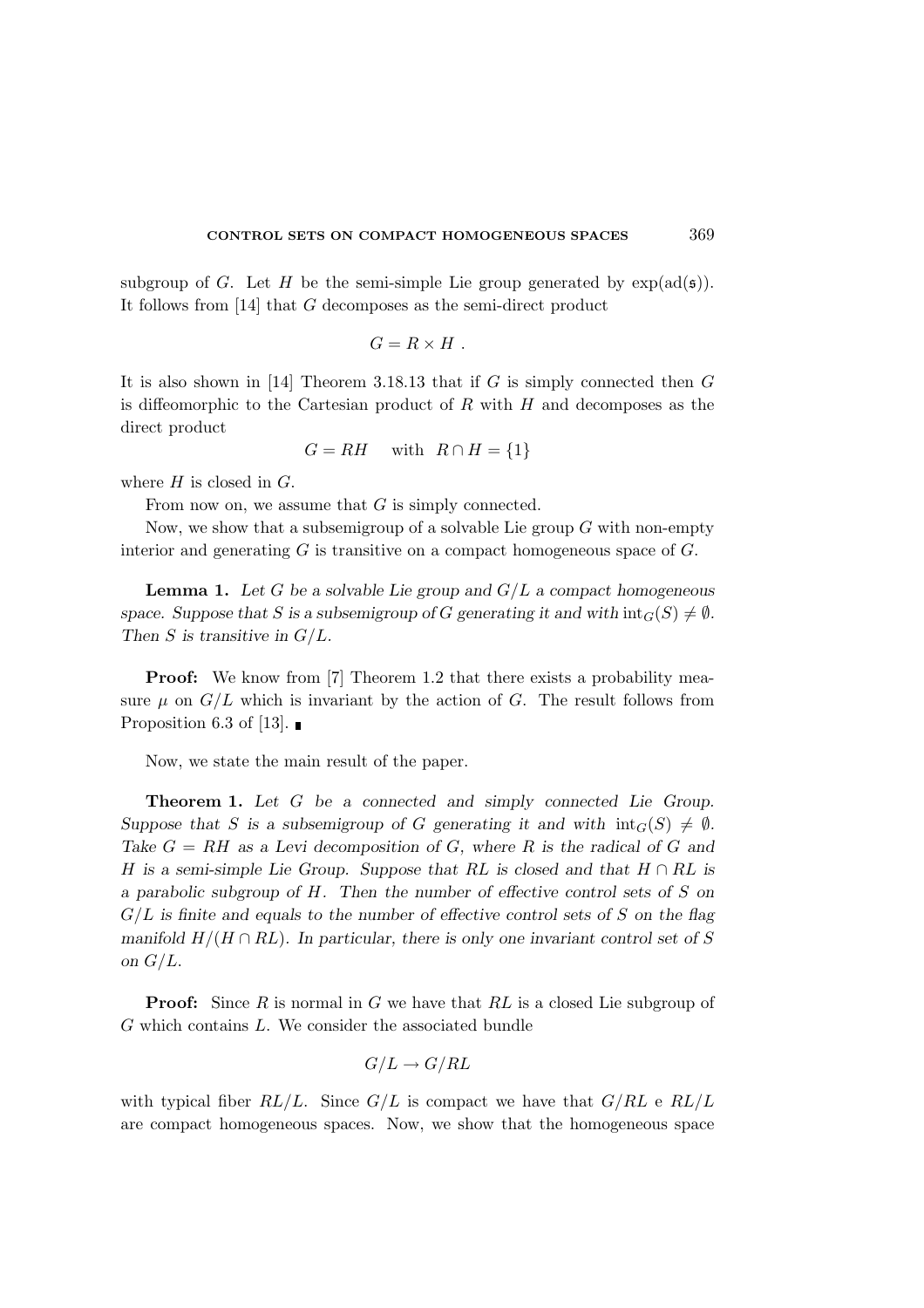subgroup of $G$. Let $H$ be the semi-simple Lie group generated by $\exp(\mathrm{ad}(\mathfrak{s}))$. It follows from [14] that $G$ decomposes as the semi-direct product

$$G = R \times H \ .$$

It is also shown in [14] Theorem 3.18.13 that if $G$ is simply connected then $G$ is diffeomorphic to the Cartesian product of $R$ with $H$ and decomposes as the direct product

$$G = RH \quad \text{ with } \ R \cap H = \{1\}$$

where $H$ is closed in $G$.

From now on, we assume that $G$ is simply connected.

Now, we show that a subsemigroup of a solvable Lie group $G$ with non-empty interior and generating $G$ is transitive on a compact homogeneous space of $G$.

**Lemma 1.** *Let $G$ be a solvable Lie group and $G/L$ a compact homogeneous space. Suppose that $S$ is a subsemigroup of $G$ generating it and with $\mathrm{int}_G(S) \neq \emptyset$. Then $S$ is transitive in $G/L$.*

**Proof:** We know from [7] Theorem 1.2 that there exists a probability measure $\mu$ on $G/L$ which is invariant by the action of $G$. The result follows from Proposition 6.3 of [13]. ∎

Now, we state the main result of the paper.

**Theorem 1.** *Let $G$ be a connected and simply connected Lie Group. Suppose that $S$ is a subsemigroup of $G$ generating it and with $\mathrm{int}_G(S) \neq \emptyset$. Take $G = RH$ as a Levi decomposition of $G$, where $R$ is the radical of $G$ and $H$ is a semi-simple Lie Group. Suppose that $RL$ is closed and that $H \cap RL$ is a parabolic subgroup of $H$. Then the number of effective control sets of $S$ on $G/L$ is finite and equals to the number of effective control sets of $S$ on the flag manifold $H/(H \cap RL)$. In particular, there is only one invariant control set of $S$ on $G/L$.*

**Proof:** Since $R$ is normal in $G$ we have that $RL$ is a closed Lie subgroup of $G$ which contains $L$. We consider the associated bundle

$$G/L \to G/RL$$

with typical fiber $RL/L$. Since $G/L$ is compact we have that $G/RL$ e $RL/L$ are compact homogeneous spaces. Now, we show that the homogeneous space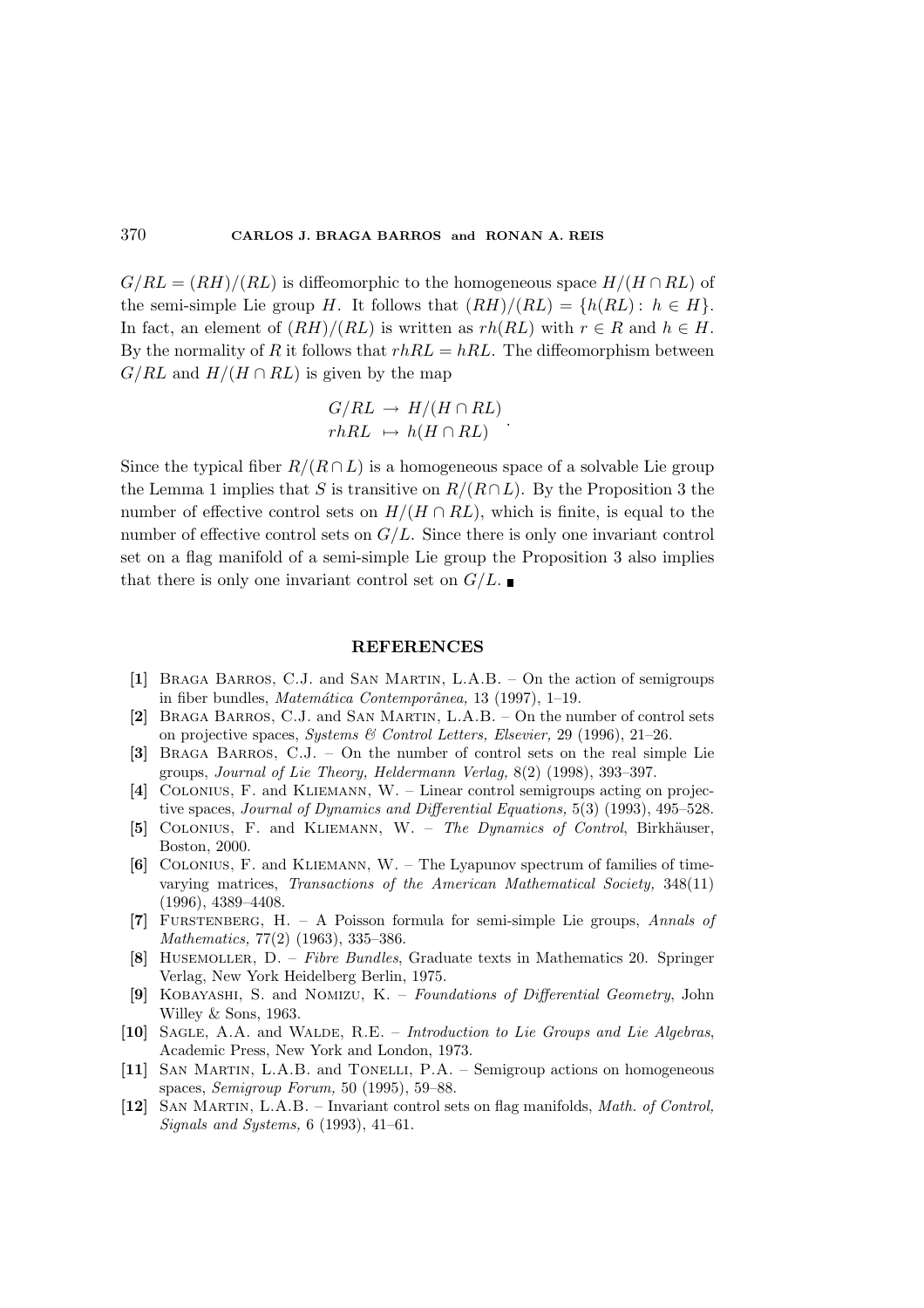$G/RL = (RH)/(RL)$ is diffeomorphic to the homogeneous space $H/(H \cap RL)$ of the semi-simple Lie group $H$. It follows that $(RH)/(RL) = \{h(RL) : h \in H\}$. In fact, an element of $(RH)/(RL)$ is written as $rh(RL)$ with $r \in R$ and $h \in H$. By the normality of $R$ it follows that $rhRL = hRL$. The diffeomorphism between $G/RL$ and $H/(H \cap RL)$ is given by the map

$$\begin{aligned} G/RL &\to H/(H \cap RL) \\ rhRL &\mapsto h(H \cap RL) \end{aligned} .$$

Since the typical fiber $R/(R \cap L)$ is a homogeneous space of a solvable Lie group the Lemma 1 implies that $S$ is transitive on $R/(R \cap L)$. By the Proposition 3 the number of effective control sets on $H/(H \cap RL)$, which is finite, is equal to the number of effective control sets on $G/L$. Since there is only one invariant control set on a flag manifold of a semi-simple Lie group the Proposition 3 also implies that there is only one invariant control set on $G/L$. ■

## REFERENCES

**[1]** Braga Barros, C.J. and San Martin, L.A.B. – On the action of semigroups in fiber bundles, *Matemática Contemporânea,* 13 (1997), 1–19.

**[2]** Braga Barros, C.J. and San Martin, L.A.B. – On the number of control sets on projective spaces, *Systems & Control Letters, Elsevier,* 29 (1996), 21–26.

**[3]** Braga Barros, C.J. – On the number of control sets on the real simple Lie groups, *Journal of Lie Theory, Heldermann Verlag,* 8(2) (1998), 393–397.

**[4]** Colonius, F. and Kliemann, W. – Linear control semigroups acting on projective spaces, *Journal of Dynamics and Differential Equations,* 5(3) (1993), 495–528.

**[5]** Colonius, F. and Kliemann, W. – *The Dynamics of Control*, Birkhäuser, Boston, 2000.

**[6]** Colonius, F. and Kliemann, W. – The Lyapunov spectrum of families of time-varying matrices, *Transactions of the American Mathematical Society,* 348(11) (1996), 4389–4408.

**[7]** Furstenberg, H. – A Poisson formula for semi-simple Lie groups, *Annals of Mathematics,* 77(2) (1963), 335–386.

**[8]** Husemoller, D. – *Fibre Bundles*, Graduate texts in Mathematics 20. Springer Verlag, New York Heidelberg Berlin, 1975.

**[9]** Kobayashi, S. and Nomizu, K. – *Foundations of Differential Geometry*, John Willey & Sons, 1963.

**[10]** Sagle, A.A. and Walde, R.E. – *Introduction to Lie Groups and Lie Algebras*, Academic Press, New York and London, 1973.

**[11]** San Martin, L.A.B. and Tonelli, P.A. – Semigroup actions on homogeneous spaces, *Semigroup Forum,* 50 (1995), 59–88.

**[12]** San Martin, L.A.B. – Invariant control sets on flag manifolds, *Math. of Control, Signals and Systems,* 6 (1993), 41–61.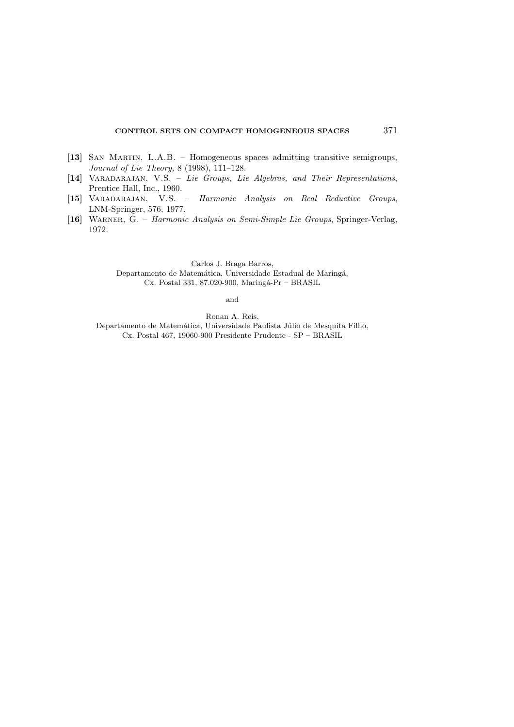**[13]** San Martin, L.A.B. – Homogeneous spaces admitting transitive semigroups, *Journal of Lie Theory,* 8 (1998), 111–128.

**[14]** Varadarajan, V.S. – *Lie Groups, Lie Algebras, and Their Representations*, Prentice Hall, Inc., 1960.

**[15]** Varadarajan, V.S. – *Harmonic Analysis on Real Reductive Groups*, LNM-Springer, 576, 1977.

**[16]** Warner, G. – *Harmonic Analysis on Semi-Simple Lie Groups*, Springer-Verlag, 1972.

Carlos J. Braga Barros,
Departamento de Matemática, Universidade Estadual de Maringá,
Cx. Postal 331, 87.020-900, Maringá-Pr – BRASIL

and

Ronan A. Reis,
Departamento de Matemática, Universidade Paulista Júlio de Mesquita Filho,
Cx. Postal 467, 19060-900 Presidente Prudente - SP – BRASIL